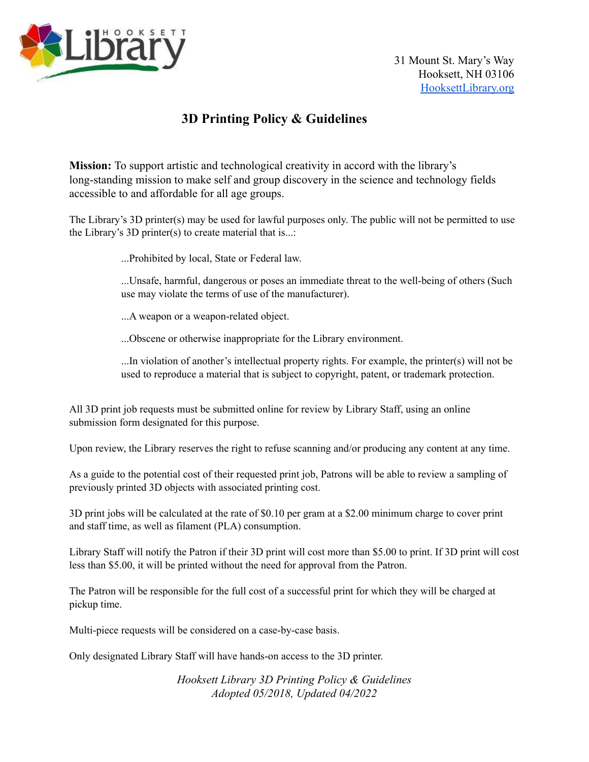Hooksett Library

31 Mount St. Mary's Way
Hooksett, NH 03106
HooksettLibrary.org

# 3D Printing Policy & Guidelines

**Mission:** To support artistic and technological creativity in accord with the library's long-standing mission to make self and group discovery in the science and technology fields accessible to and affordable for all age groups.

The Library's 3D printer(s) may be used for lawful purposes only. The public will not be permitted to use the Library's 3D printer(s) to create material that is...:

> ...Prohibited by local, State or Federal law.
>
> ...Unsafe, harmful, dangerous or poses an immediate threat to the well-being of others (Such use may violate the terms of use of the manufacturer).
>
> ...A weapon or a weapon-related object.
>
> ...Obscene or otherwise inappropriate for the Library environment.
>
> ...In violation of another's intellectual property rights. For example, the printer(s) will not be used to reproduce a material that is subject to copyright, patent, or trademark protection.

All 3D print job requests must be submitted online for review by Library Staff, using an online submission form designated for this purpose.

Upon review, the Library reserves the right to refuse scanning and/or producing any content at any time.

As a guide to the potential cost of their requested print job, Patrons will be able to review a sampling of previously printed 3D objects with associated printing cost.

3D print jobs will be calculated at the rate of $0.10 per gram at a $2.00 minimum charge to cover print and staff time, as well as filament (PLA) consumption.

Library Staff will notify the Patron if their 3D print will cost more than $5.00 to print. If 3D print will cost less than $5.00, it will be printed without the need for approval from the Patron.

The Patron will be responsible for the full cost of a successful print for which they will be charged at pickup time.

Multi-piece requests will be considered on a case-by-case basis.

Only designated Library Staff will have hands-on access to the 3D printer.

*Hooksett Library 3D Printing Policy & Guidelines*
*Adopted 05/2018, Updated 04/2022*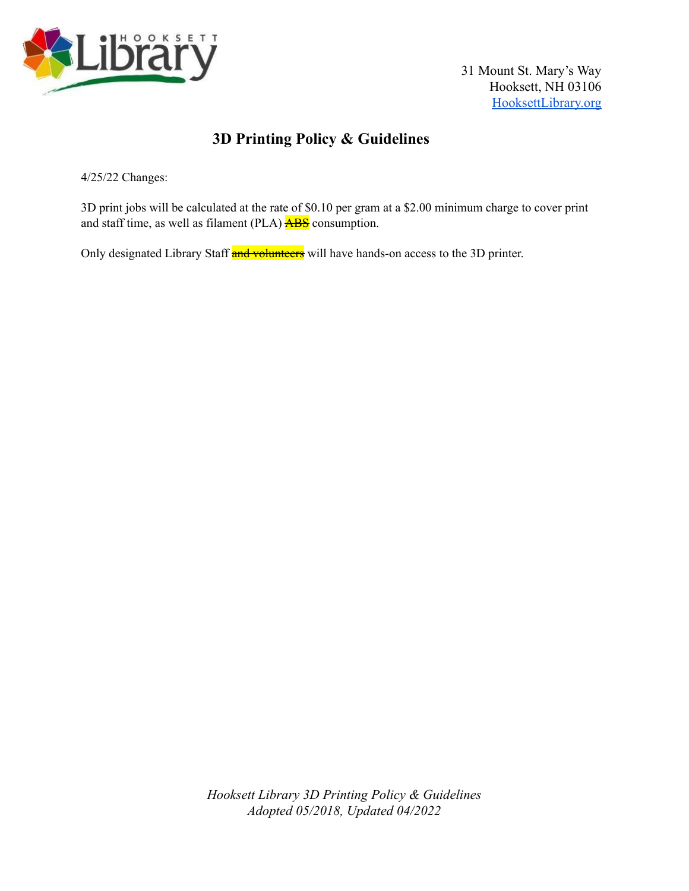31 Mount St. Mary's Way
Hooksett, NH 03106
HooksettLibrary.org

# 3D Printing Policy & Guidelines

4/25/22 Changes:

3D print jobs will be calculated at the rate of $0.10 per gram at a $2.00 minimum charge to cover print and staff time, as well as filament (PLA) ~~ABS~~ consumption.

Only designated Library Staff ~~and volunteers~~ will have hands-on access to the 3D printer.

*Hooksett Library 3D Printing Policy & Guidelines*
*Adopted 05/2018, Updated 04/2022*